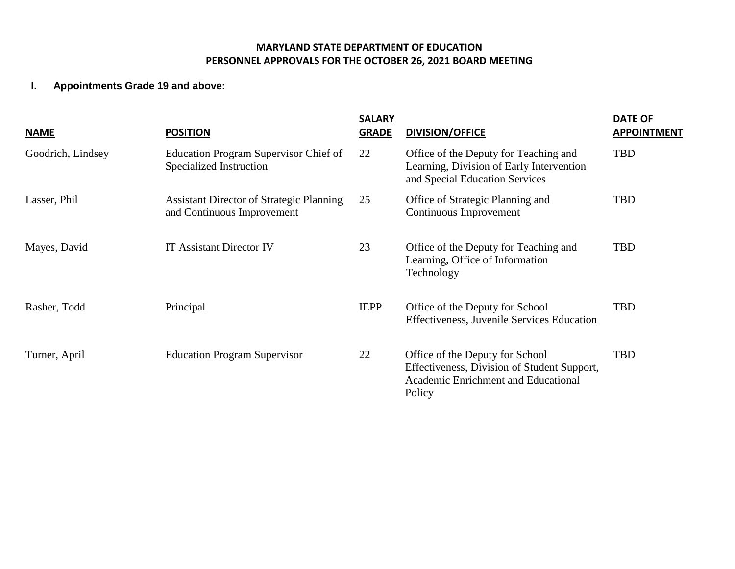# MARYLAND STATE DEPARTMENT OF EDUCATION
## PERSONNEL APPROVALS FOR THE OCTOBER 26, 2021 BOARD MEETING

### I. Appointments Grade 19 and above:

| NAME | POSITION | SALARY GRADE | DIVISION/OFFICE | DATE OF APPOINTMENT |
|---|---|---|---|---|
| Goodrich, Lindsey | Education Program Supervisor Chief of Specialized Instruction | 22 | Office of the Deputy for Teaching and Learning, Division of Early Intervention and Special Education Services | TBD |
| Lasser, Phil | Assistant Director of Strategic Planning and Continuous Improvement | 25 | Office of Strategic Planning and Continuous Improvement | TBD |
| Mayes, David | IT Assistant Director IV | 23 | Office of the Deputy for Teaching and Learning, Office of Information Technology | TBD |
| Rasher, Todd | Principal | IEPP | Office of the Deputy for School Effectiveness, Juvenile Services Education | TBD |
| Turner, April | Education Program Supervisor | 22 | Office of the Deputy for School Effectiveness, Division of Student Support, Academic Enrichment and Educational Policy | TBD |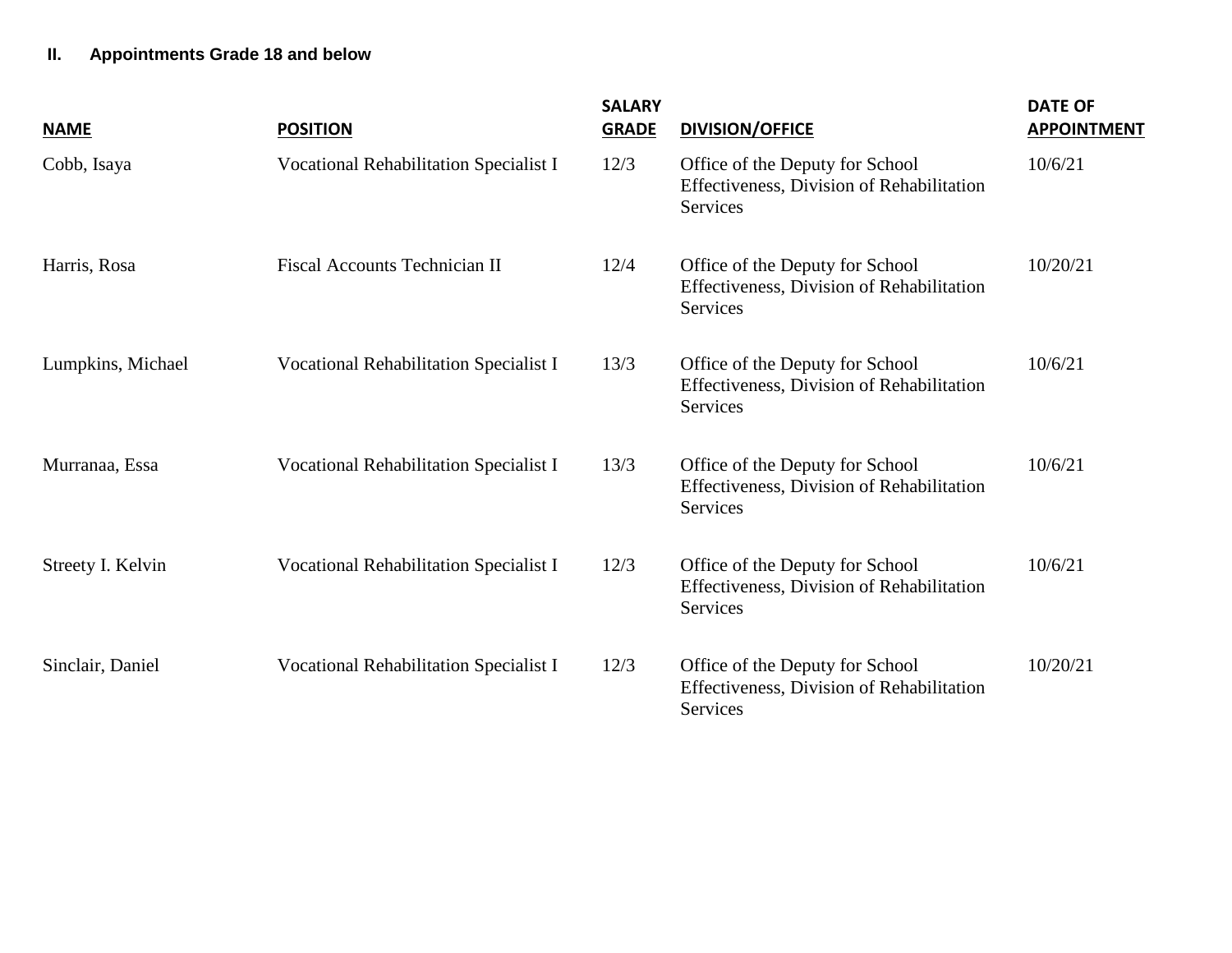**II. Appointments Grade 18 and below**

| NAME | POSITION | SALARY GRADE | DIVISION/OFFICE | DATE OF APPOINTMENT |
|---|---|---|---|---|
| Cobb, Isaya | Vocational Rehabilitation Specialist I | 12/3 | Office of the Deputy for School Effectiveness, Division of Rehabilitation Services | 10/6/21 |
| Harris, Rosa | Fiscal Accounts Technician II | 12/4 | Office of the Deputy for School Effectiveness, Division of Rehabilitation Services | 10/20/21 |
| Lumpkins, Michael | Vocational Rehabilitation Specialist I | 13/3 | Office of the Deputy for School Effectiveness, Division of Rehabilitation Services | 10/6/21 |
| Murranaa, Essa | Vocational Rehabilitation Specialist I | 13/3 | Office of the Deputy for School Effectiveness, Division of Rehabilitation Services | 10/6/21 |
| Streety I. Kelvin | Vocational Rehabilitation Specialist I | 12/3 | Office of the Deputy for School Effectiveness, Division of Rehabilitation Services | 10/6/21 |
| Sinclair, Daniel | Vocational Rehabilitation Specialist I | 12/3 | Office of the Deputy for School Effectiveness, Division of Rehabilitation Services | 10/20/21 |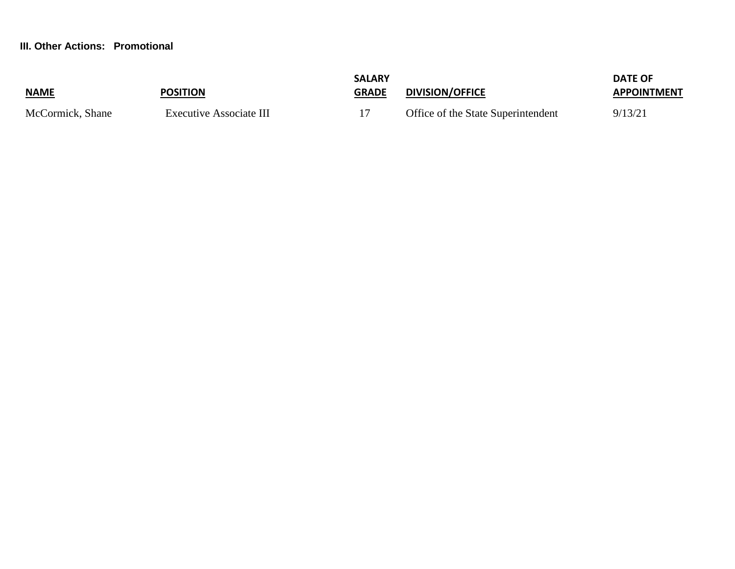**III. Other Actions: Promotional**

| NAME | POSITION | SALARY GRADE | DIVISION/OFFICE | DATE OF APPOINTMENT |
|---|---|---|---|---|
| McCormick, Shane | Executive Associate III | 17 | Office of the State Superintendent | 9/13/21 |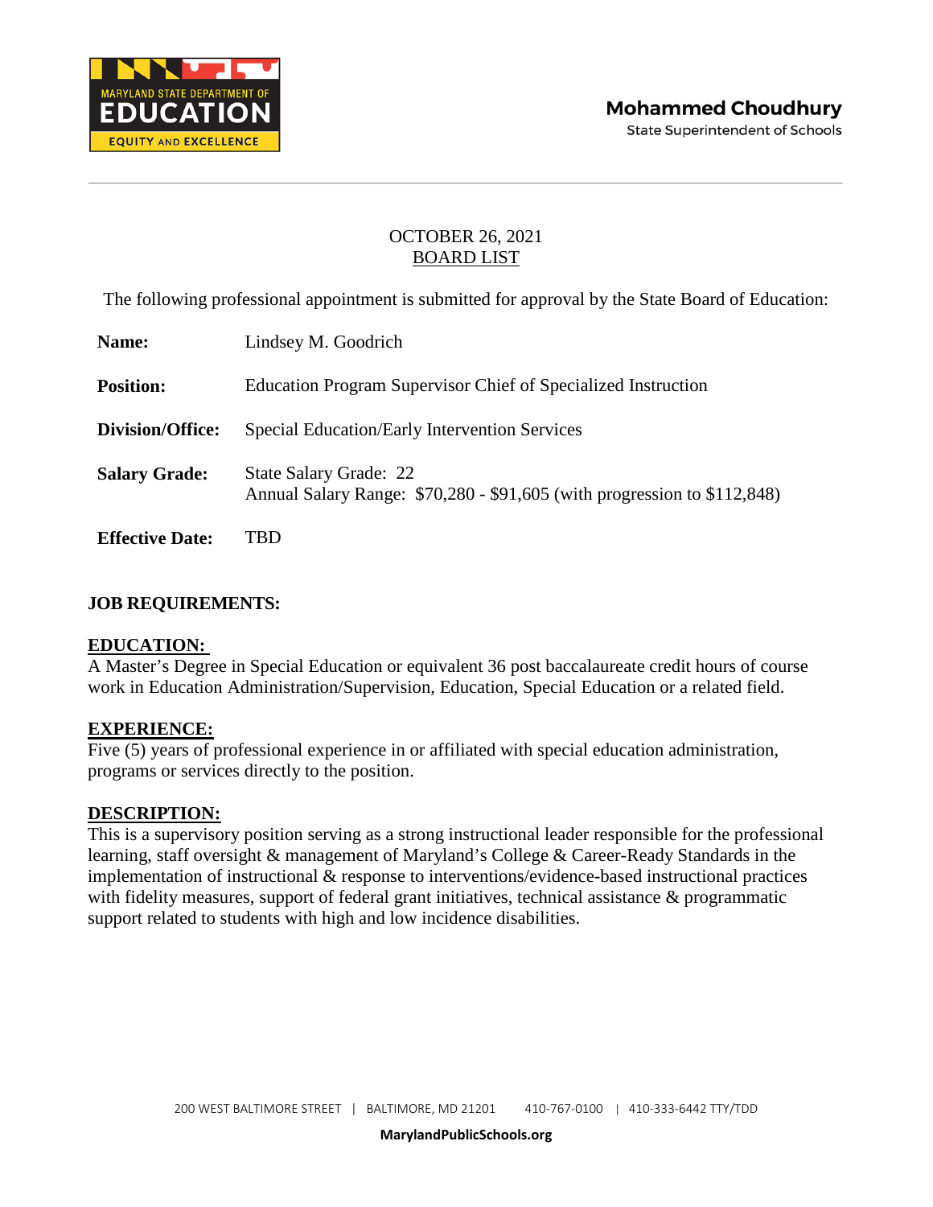Mohammed Choudhury
State Superintendent of Schools

OCTOBER 26, 2021
BOARD LIST

The following professional appointment is submitted for approval by the State Board of Education:

**Name:** Lindsey M. Goodrich

**Position:** Education Program Supervisor Chief of Specialized Instruction

**Division/Office:** Special Education/Early Intervention Services

**Salary Grade:** State Salary Grade: 22
Annual Salary Range: $70,280 - $91,605 (with progression to $112,848)

**Effective Date:** TBD

**JOB REQUIREMENTS:**

**EDUCATION:**
A Master's Degree in Special Education or equivalent 36 post baccalaureate credit hours of course work in Education Administration/Supervision, Education, Special Education or a related field.

**EXPERIENCE:**
Five (5) years of professional experience in or affiliated with special education administration, programs or services directly to the position.

**DESCRIPTION:**
This is a supervisory position serving as a strong instructional leader responsible for the professional learning, staff oversight & management of Maryland's College & Career-Ready Standards in the implementation of instructional & response to interventions/evidence-based instructional practices with fidelity measures, support of federal grant initiatives, technical assistance & programmatic support related to students with high and low incidence disabilities.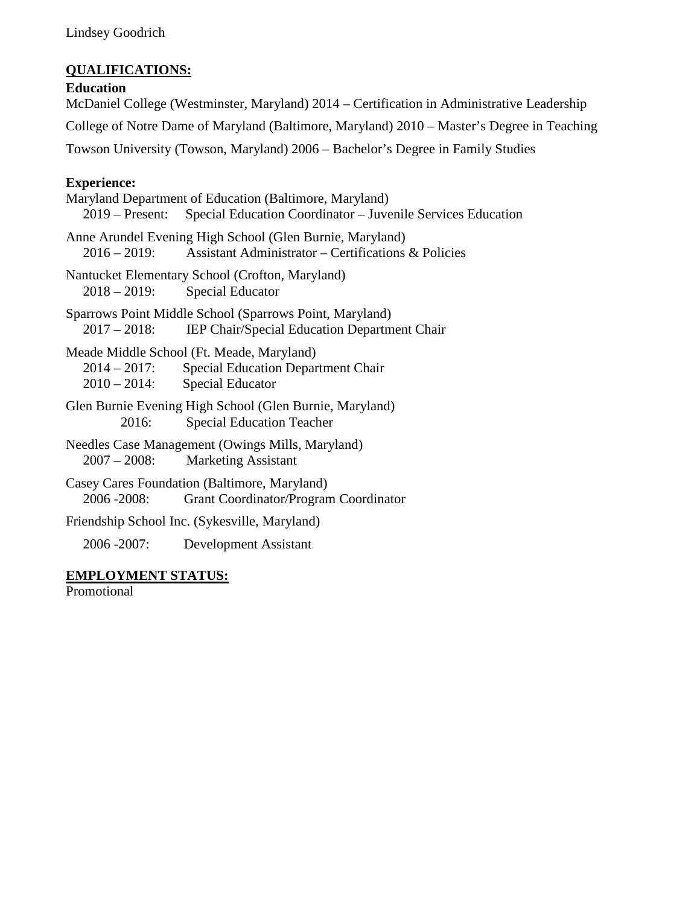Lindsey Goodrich

## QUALIFICATIONS:

**Education**

McDaniel College (Westminster, Maryland) 2014 – Certification in Administrative Leadership

College of Notre Dame of Maryland (Baltimore, Maryland) 2010 – Master's Degree in Teaching

Towson University (Towson, Maryland) 2006 – Bachelor's Degree in Family Studies

**Experience:**

Maryland Department of Education (Baltimore, Maryland)
2019 – Present: Special Education Coordinator – Juvenile Services Education

Anne Arundel Evening High School (Glen Burnie, Maryland)
2016 – 2019: Assistant Administrator – Certifications & Policies

Nantucket Elementary School (Crofton, Maryland)
2018 – 2019: Special Educator

Sparrows Point Middle School (Sparrows Point, Maryland)
2017 – 2018: IEP Chair/Special Education Department Chair

Meade Middle School (Ft. Meade, Maryland)
2014 – 2017: Special Education Department Chair
2010 – 2014: Special Educator

Glen Burnie Evening High School (Glen Burnie, Maryland)
2016: Special Education Teacher

Needles Case Management (Owings Mills, Maryland)
2007 – 2008: Marketing Assistant

Casey Cares Foundation (Baltimore, Maryland)
2006 -2008: Grant Coordinator/Program Coordinator

Friendship School Inc. (Sykesville, Maryland)

2006 -2007: Development Assistant

## EMPLOYMENT STATUS:

Promotional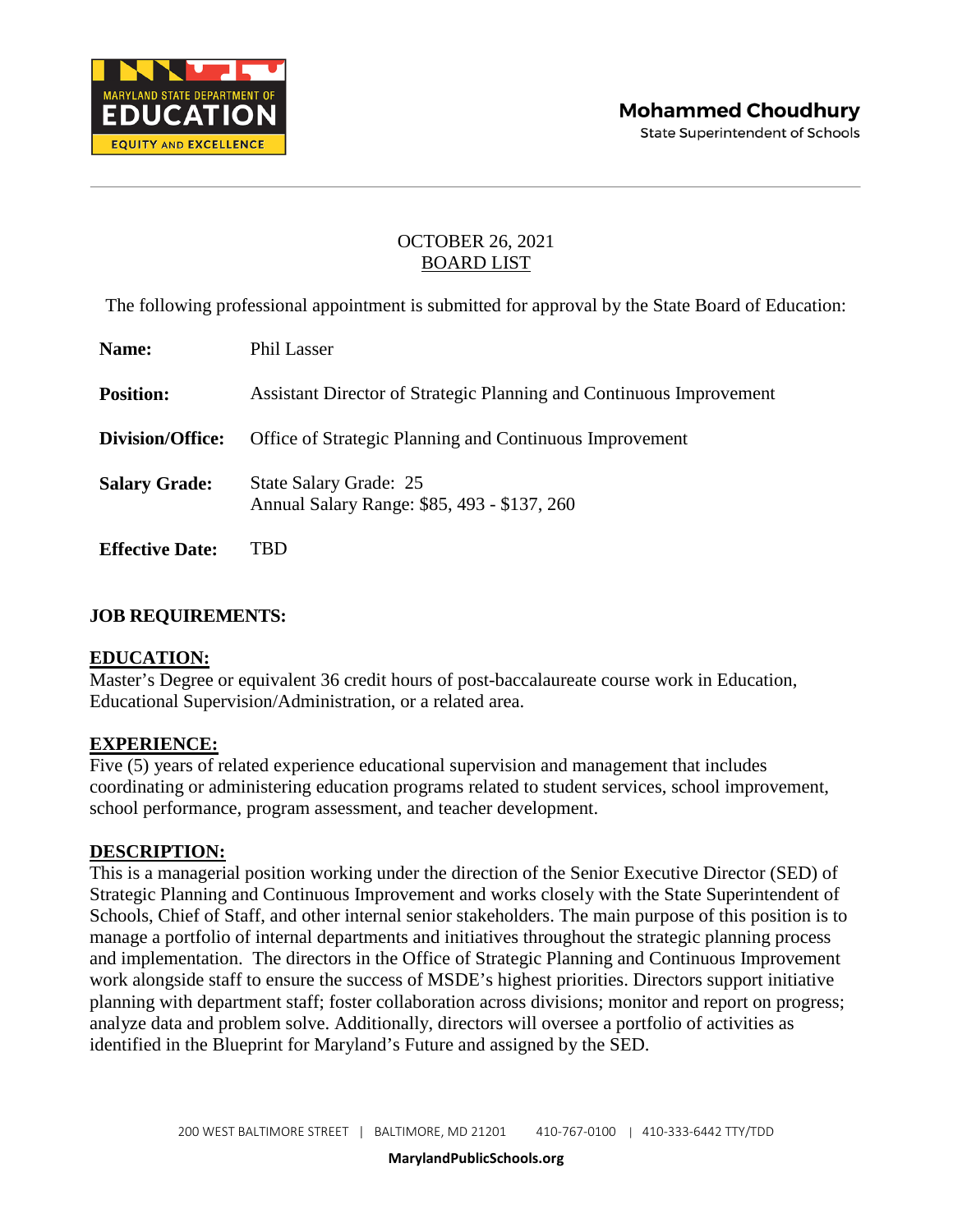Mohammed Choudhury
State Superintendent of Schools

OCTOBER 26, 2021
BOARD LIST

The following professional appointment is submitted for approval by the State Board of Education:

**Name:** Phil Lasser

**Position:** Assistant Director of Strategic Planning and Continuous Improvement

**Division/Office:** Office of Strategic Planning and Continuous Improvement

**Salary Grade:** State Salary Grade: 25
Annual Salary Range: $85, 493 - $137, 260

**Effective Date:** TBD

**JOB REQUIREMENTS:**

**EDUCATION:**
Master's Degree or equivalent 36 credit hours of post-baccalaureate course work in Education, Educational Supervision/Administration, or a related area.

**EXPERIENCE:**
Five (5) years of related experience educational supervision and management that includes coordinating or administering education programs related to student services, school improvement, school performance, program assessment, and teacher development.

**DESCRIPTION:**
This is a managerial position working under the direction of the Senior Executive Director (SED) of Strategic Planning and Continuous Improvement and works closely with the State Superintendent of Schools, Chief of Staff, and other internal senior stakeholders. The main purpose of this position is to manage a portfolio of internal departments and initiatives throughout the strategic planning process and implementation. The directors in the Office of Strategic Planning and Continuous Improvement work alongside staff to ensure the success of MSDE's highest priorities. Directors support initiative planning with department staff; foster collaboration across divisions; monitor and report on progress; analyze data and problem solve. Additionally, directors will oversee a portfolio of activities as identified in the Blueprint for Maryland's Future and assigned by the SED.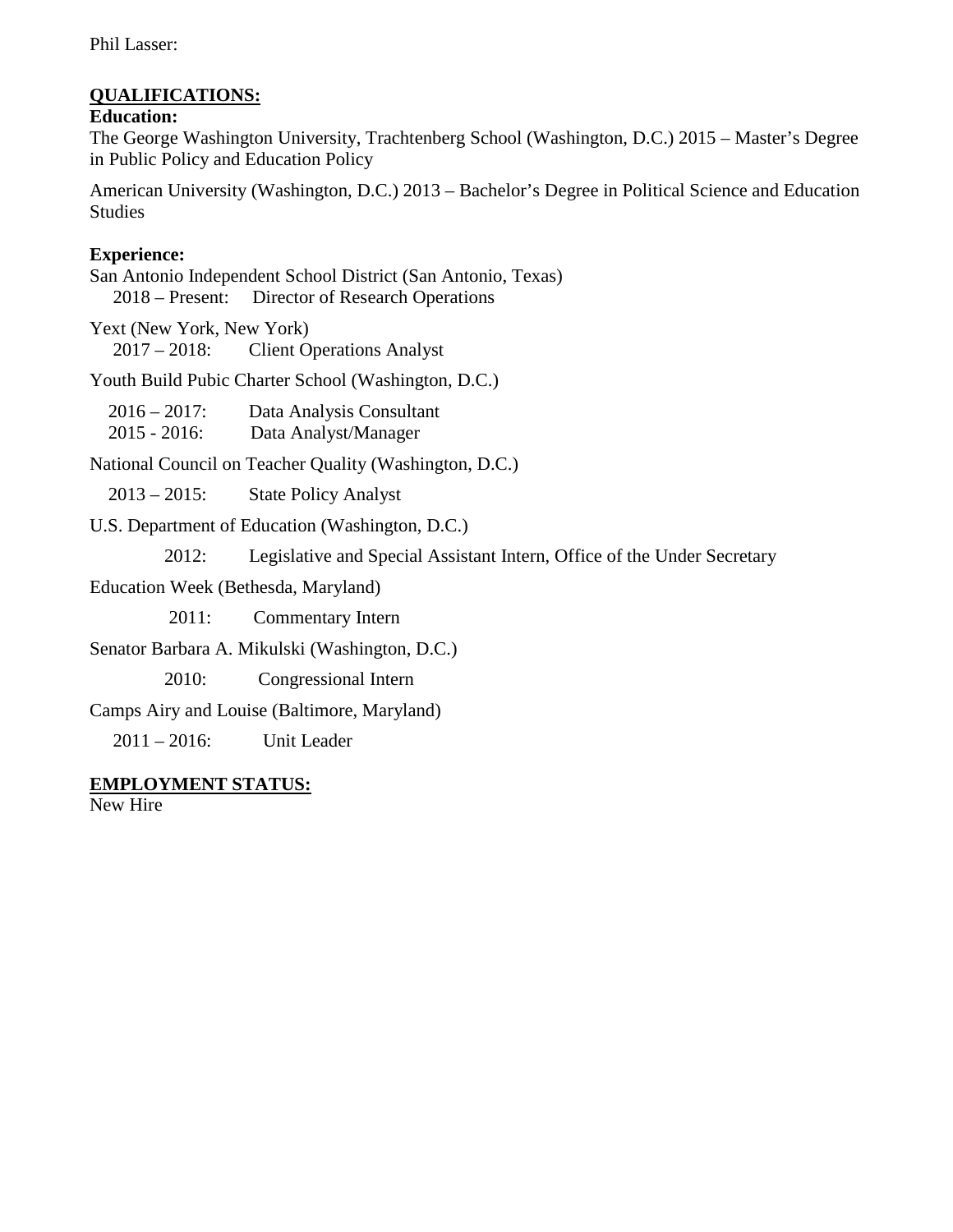Phil Lasser:

**QUALIFICATIONS:**

**Education:**

The George Washington University, Trachtenberg School (Washington, D.C.) 2015 – Master's Degree in Public Policy and Education Policy

American University (Washington, D.C.) 2013 – Bachelor's Degree in Political Science and Education Studies

**Experience:**

San Antonio Independent School District (San Antonio, Texas)
2018 – Present: Director of Research Operations

Yext (New York, New York)
2017 – 2018: Client Operations Analyst

Youth Build Pubic Charter School (Washington, D.C.)

2016 – 2017: Data Analysis Consultant
2015 - 2016: Data Analyst/Manager

National Council on Teacher Quality (Washington, D.C.)

2013 – 2015: State Policy Analyst

U.S. Department of Education (Washington, D.C.)

2012: Legislative and Special Assistant Intern, Office of the Under Secretary

Education Week (Bethesda, Maryland)

2011: Commentary Intern

Senator Barbara A. Mikulski (Washington, D.C.)

2010: Congressional Intern

Camps Airy and Louise (Baltimore, Maryland)

2011 – 2016: Unit Leader

**EMPLOYMENT STATUS:**

New Hire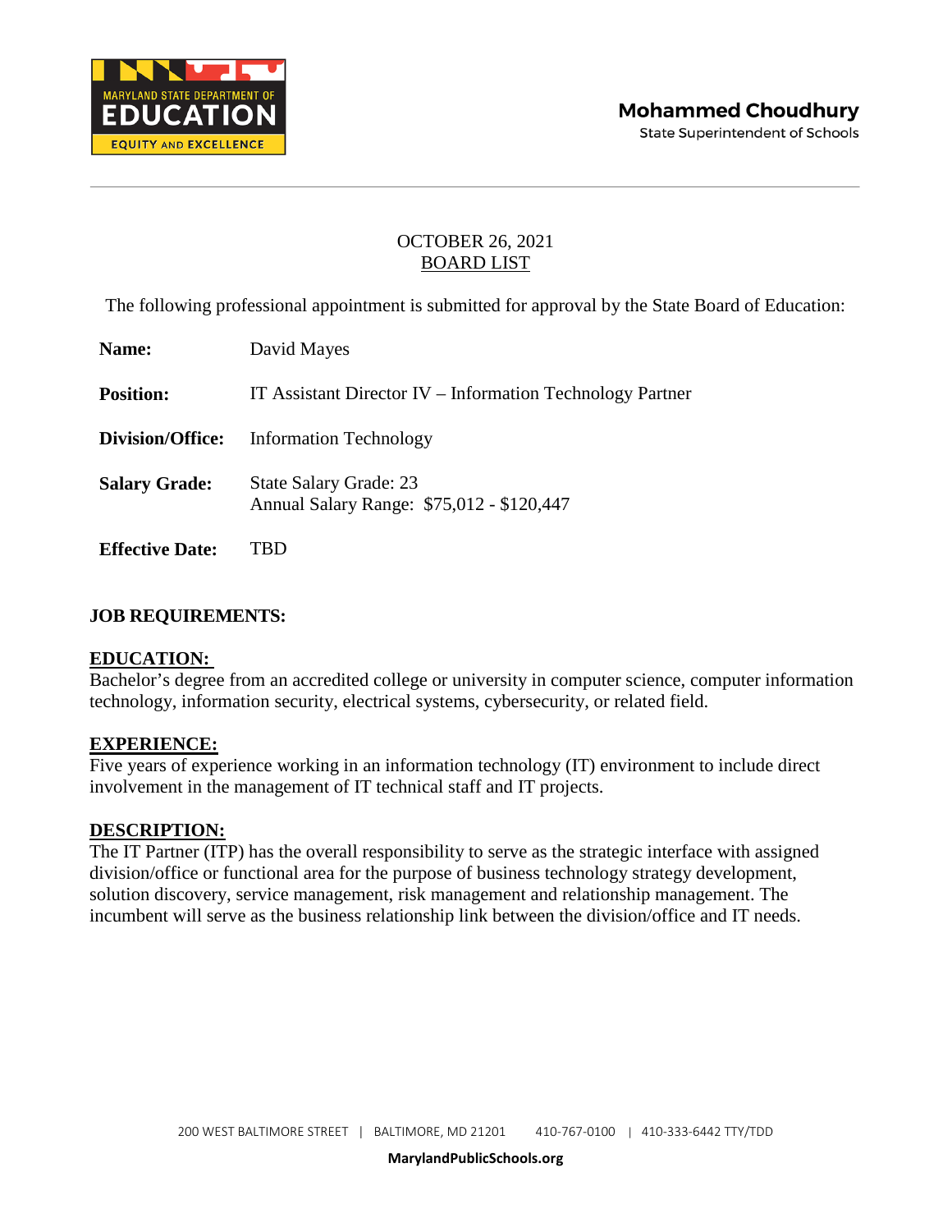MARYLAND STATE DEPARTMENT OF EDUCATION
EQUITY AND EXCELLENCE

**Mohammed Choudhury**
State Superintendent of Schools

OCTOBER 26, 2021
BOARD LIST

The following professional appointment is submitted for approval by the State Board of Education:

**Name:** David Mayes

**Position:** IT Assistant Director IV – Information Technology Partner

**Division/Office:** Information Technology

**Salary Grade:** State Salary Grade: 23
Annual Salary Range: $75,012 - $120,447

**Effective Date:** TBD

**JOB REQUIREMENTS:**

**EDUCATION:**
Bachelor's degree from an accredited college or university in computer science, computer information technology, information security, electrical systems, cybersecurity, or related field.

**EXPERIENCE:**
Five years of experience working in an information technology (IT) environment to include direct involvement in the management of IT technical staff and IT projects.

**DESCRIPTION:**
The IT Partner (ITP) has the overall responsibility to serve as the strategic interface with assigned division/office or functional area for the purpose of business technology strategy development, solution discovery, service management, risk management and relationship management. The incumbent will serve as the business relationship link between the division/office and IT needs.

200 WEST BALTIMORE STREET | BALTIMORE, MD 21201 410-767-0100 | 410-333-6442 TTY/TDD

MarylandPublicSchools.org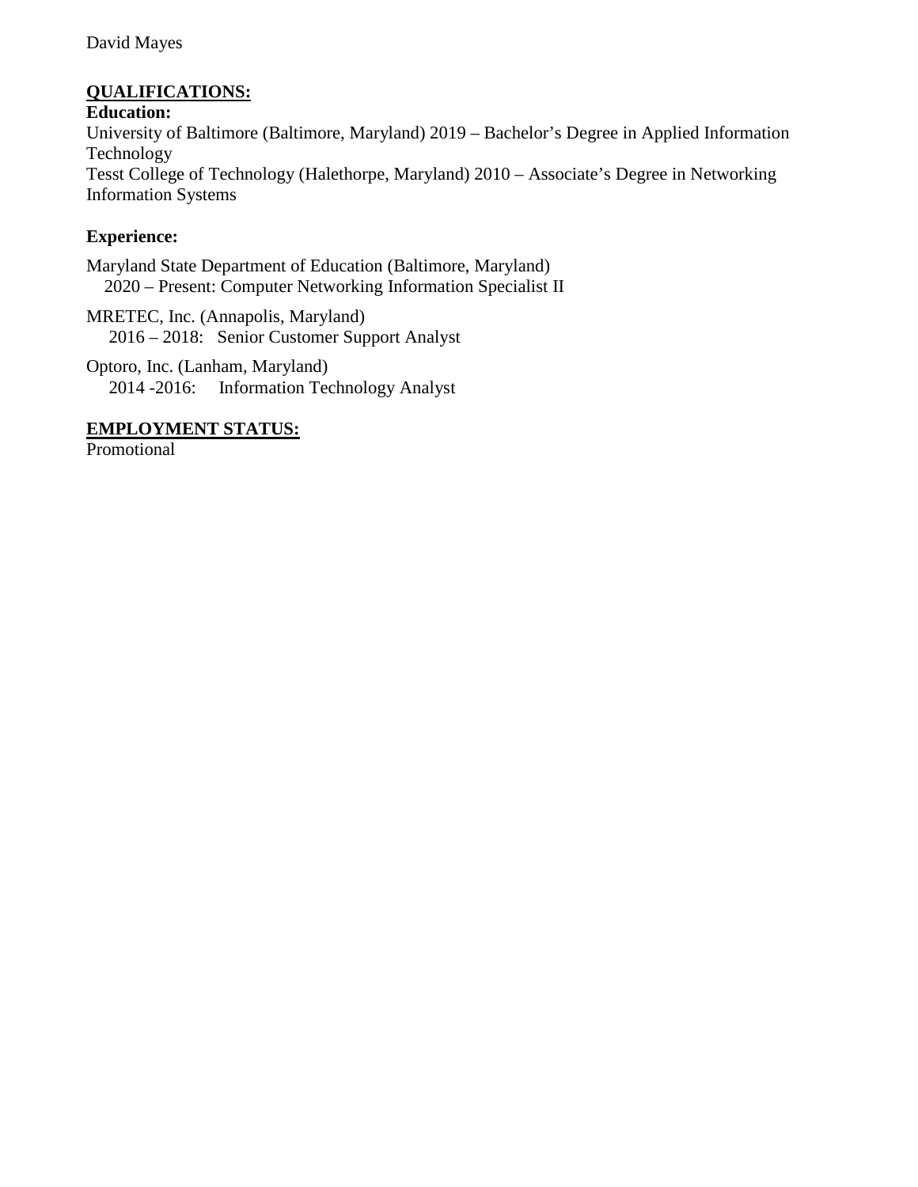David Mayes

**QUALIFICATIONS:**

**Education:**

University of Baltimore (Baltimore, Maryland) 2019 – Bachelor's Degree in Applied Information Technology
Tesst College of Technology (Halethorpe, Maryland) 2010 – Associate's Degree in Networking Information Systems

**Experience:**

Maryland State Department of Education (Baltimore, Maryland)
2020 – Present: Computer Networking Information Specialist II

MRETEC, Inc. (Annapolis, Maryland)
2016 – 2018: Senior Customer Support Analyst

Optoro, Inc. (Lanham, Maryland)
2014 -2016: Information Technology Analyst

**EMPLOYMENT STATUS:**

Promotional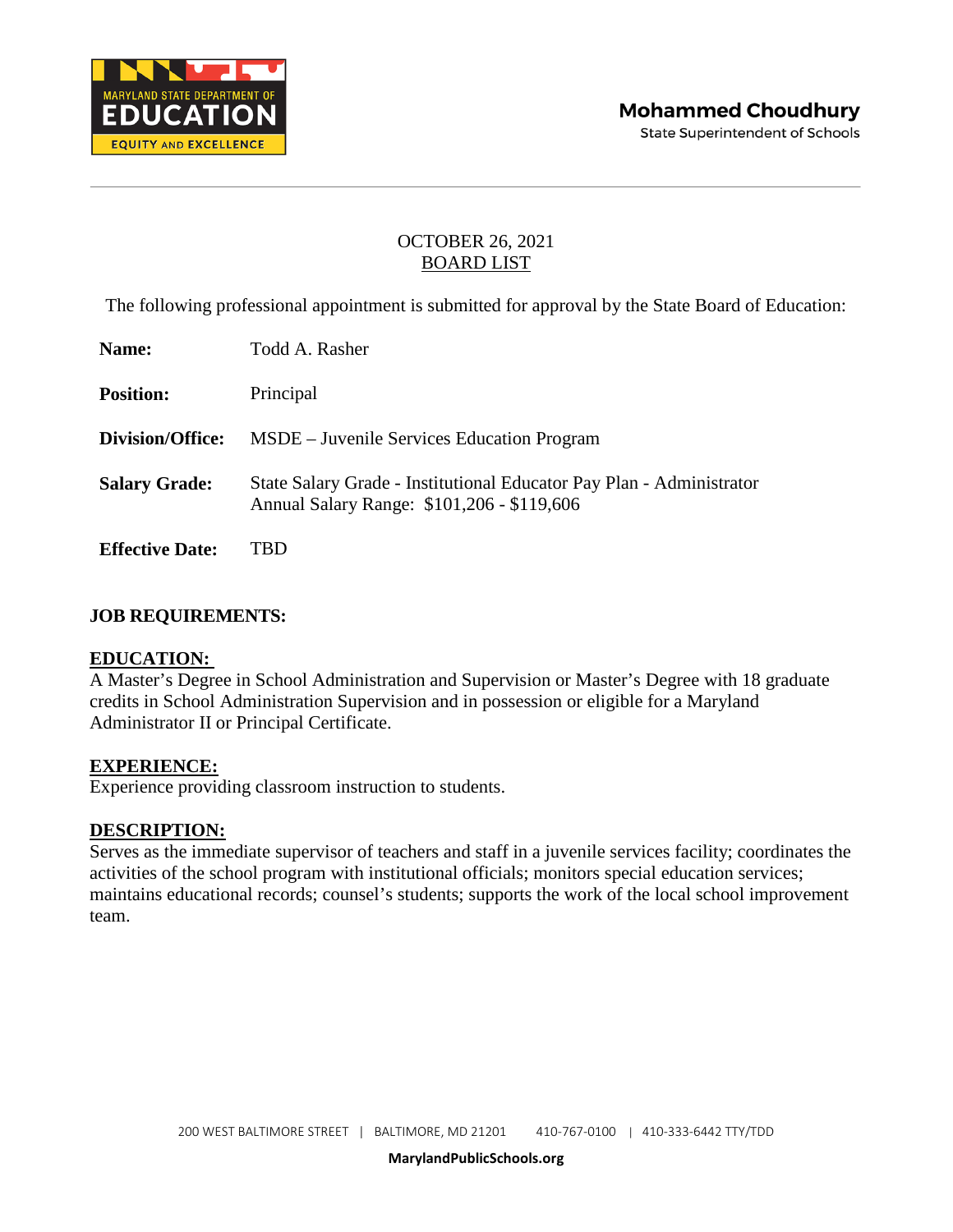Mohammed Choudhury
State Superintendent of Schools

OCTOBER 26, 2021
BOARD LIST

The following professional appointment is submitted for approval by the State Board of Education:

**Name:** Todd A. Rasher

**Position:** Principal

**Division/Office:** MSDE – Juvenile Services Education Program

**Salary Grade:** State Salary Grade - Institutional Educator Pay Plan - Administrator
Annual Salary Range: $101,206 - $119,606

**Effective Date:** TBD

**JOB REQUIREMENTS:**

**EDUCATION:**
A Master's Degree in School Administration and Supervision or Master's Degree with 18 graduate credits in School Administration Supervision and in possession or eligible for a Maryland Administrator II or Principal Certificate.

**EXPERIENCE:**
Experience providing classroom instruction to students.

**DESCRIPTION:**
Serves as the immediate supervisor of teachers and staff in a juvenile services facility; coordinates the activities of the school program with institutional officials; monitors special education services; maintains educational records; counsel's students; supports the work of the local school improvement team.

200 WEST BALTIMORE STREET | BALTIMORE, MD 21201 410-767-0100 | 410-333-6442 TTY/TDD

MarylandPublicSchools.org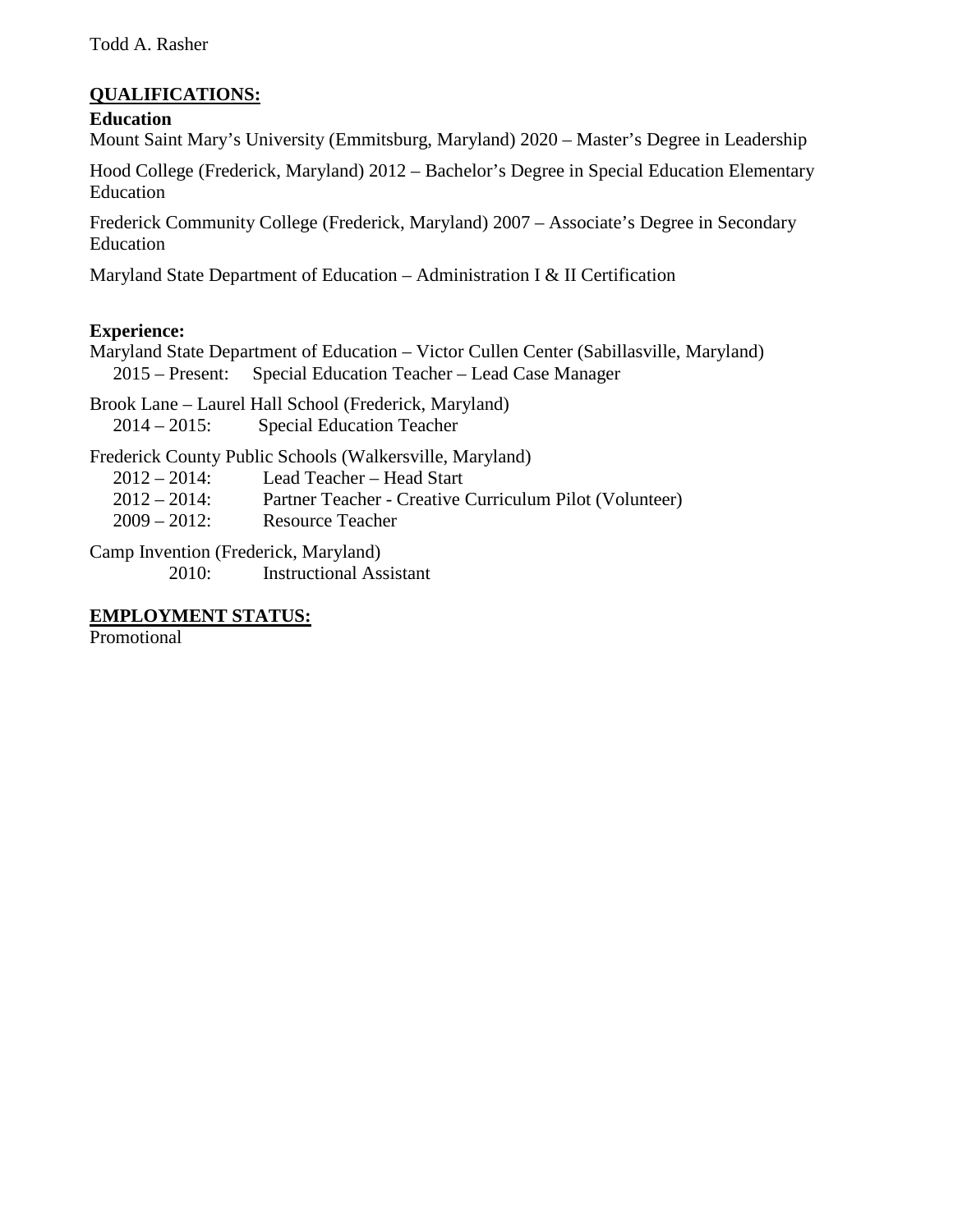Todd A. Rasher

## QUALIFICATIONS:

**Education**

Mount Saint Mary's University (Emmitsburg, Maryland) 2020 – Master's Degree in Leadership

Hood College (Frederick, Maryland) 2012 – Bachelor's Degree in Special Education Elementary Education

Frederick Community College (Frederick, Maryland) 2007 – Associate's Degree in Secondary Education

Maryland State Department of Education – Administration I & II Certification

**Experience:**

Maryland State Department of Education – Victor Cullen Center (Sabillasville, Maryland)
  2015 – Present: Special Education Teacher – Lead Case Manager

Brook Lane – Laurel Hall School (Frederick, Maryland)
  2014 – 2015: Special Education Teacher

Frederick County Public Schools (Walkersville, Maryland)
  2012 – 2014: Lead Teacher – Head Start
  2012 – 2014: Partner Teacher - Creative Curriculum Pilot (Volunteer)
  2009 – 2012: Resource Teacher

Camp Invention (Frederick, Maryland)
  2010: Instructional Assistant

## EMPLOYMENT STATUS:

Promotional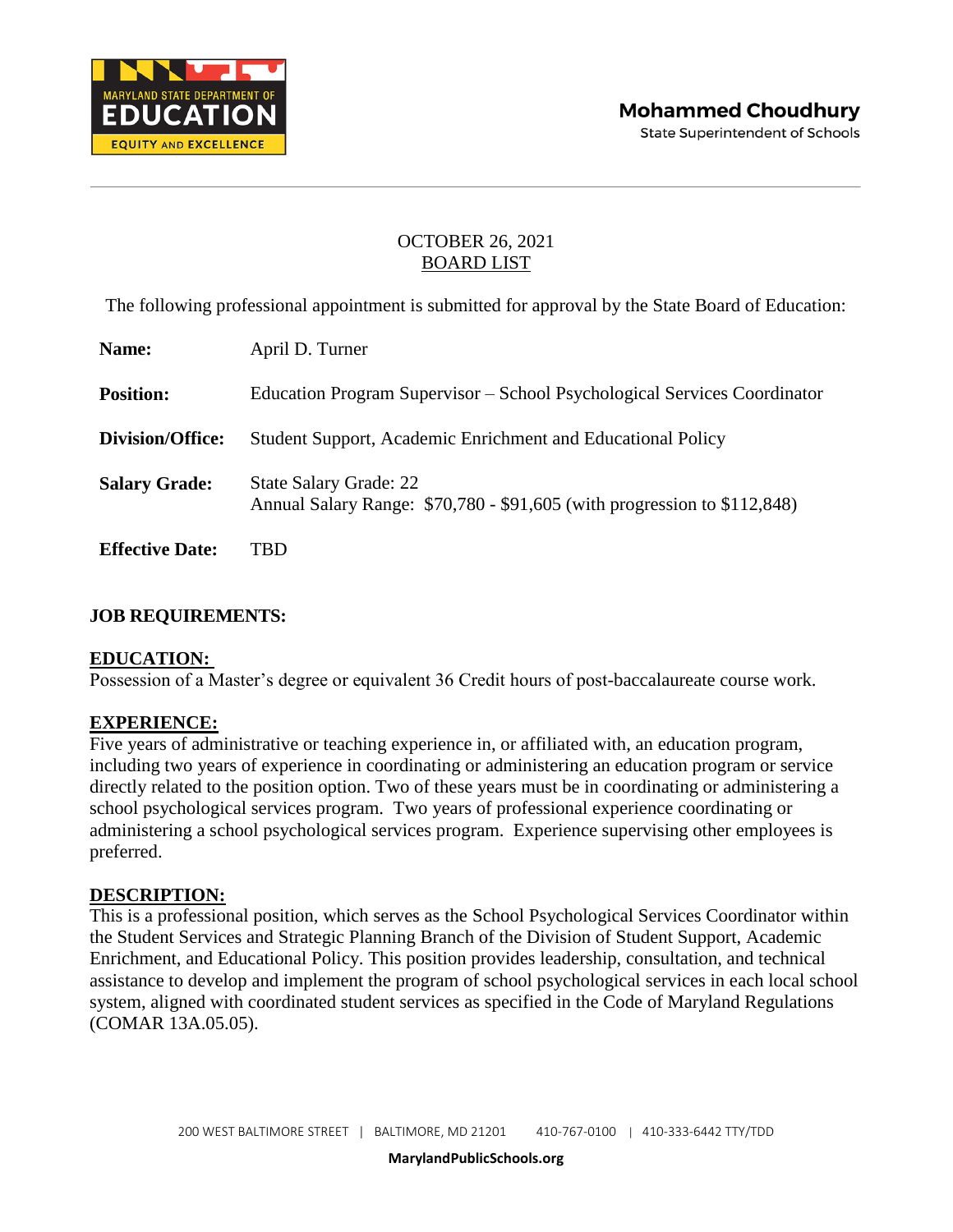MARYLAND STATE DEPARTMENT OF EDUCATION
EQUITY AND EXCELLENCE

**Mohammed Choudhury**
State Superintendent of Schools

---

OCTOBER 26, 2021
BOARD LIST

The following professional appointment is submitted for approval by the State Board of Education:

**Name:** April D. Turner

**Position:** Education Program Supervisor – School Psychological Services Coordinator

**Division/Office:** Student Support, Academic Enrichment and Educational Policy

**Salary Grade:** State Salary Grade: 22
Annual Salary Range: $70,780 - $91,605 (with progression to $112,848)

**Effective Date:** TBD

## JOB REQUIREMENTS:

### EDUCATION:

Possession of a Master's degree or equivalent 36 Credit hours of post-baccalaureate course work.

### EXPERIENCE:

Five years of administrative or teaching experience in, or affiliated with, an education program, including two years of experience in coordinating or administering an education program or service directly related to the position option. Two of these years must be in coordinating or administering a school psychological services program. Two years of professional experience coordinating or administering a school psychological services program. Experience supervising other employees is preferred.

### DESCRIPTION:

This is a professional position, which serves as the School Psychological Services Coordinator within the Student Services and Strategic Planning Branch of the Division of Student Support, Academic Enrichment, and Educational Policy. This position provides leadership, consultation, and technical assistance to develop and implement the program of school psychological services in each local school system, aligned with coordinated student services as specified in the Code of Maryland Regulations (COMAR 13A.05.05).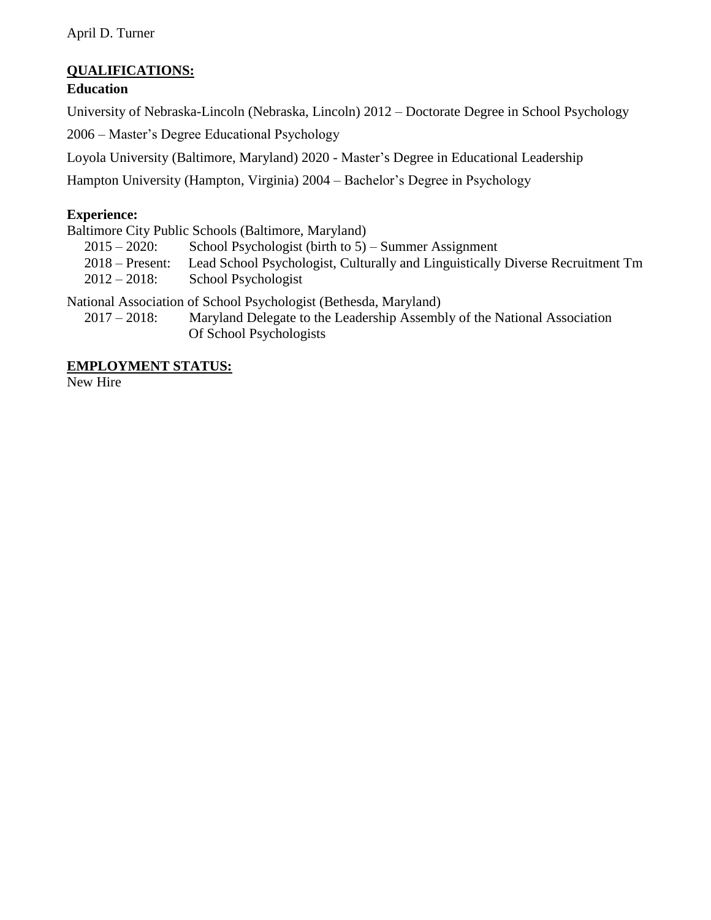April D. Turner

## QUALIFICATIONS:

### Education

University of Nebraska-Lincoln (Nebraska, Lincoln) 2012 – Doctorate Degree in School Psychology

2006 – Master's Degree Educational Psychology

Loyola University (Baltimore, Maryland) 2020 - Master's Degree in Educational Leadership

Hampton University (Hampton, Virginia) 2004 – Bachelor's Degree in Psychology

### Experience:

Baltimore City Public Schools (Baltimore, Maryland)

- 2015 – 2020: School Psychologist (birth to 5) – Summer Assignment
- 2018 – Present: Lead School Psychologist, Culturally and Linguistically Diverse Recruitment Tm
- 2012 – 2018: School Psychologist

National Association of School Psychologist (Bethesda, Maryland)

- 2017 – 2018: Maryland Delegate to the Leadership Assembly of the National Association Of School Psychologists

## EMPLOYMENT STATUS:

New Hire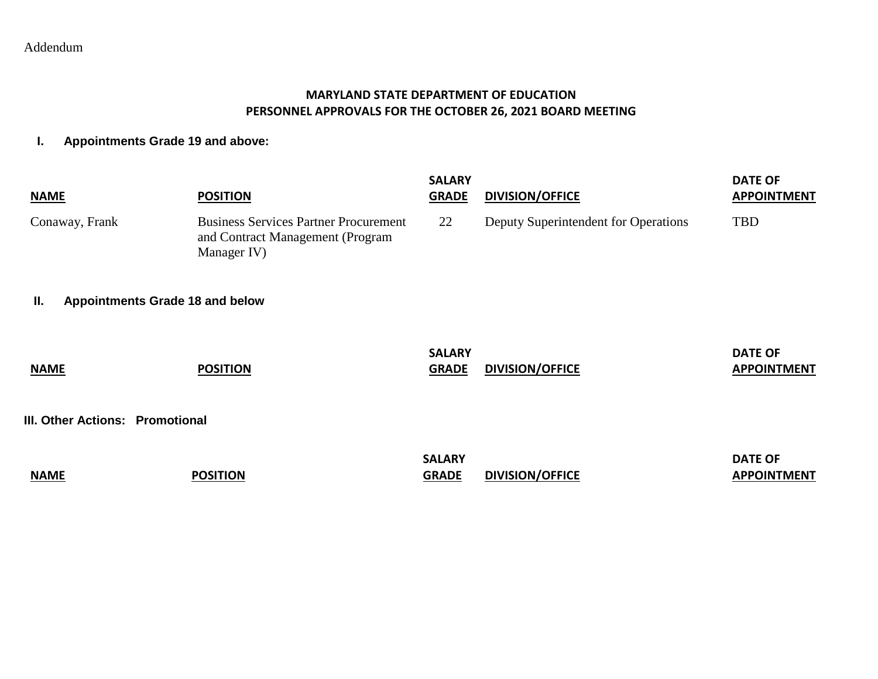Addendum

## MARYLAND STATE DEPARTMENT OF EDUCATION
## PERSONNEL APPROVALS FOR THE OCTOBER 26, 2021 BOARD MEETING

### I. Appointments Grade 19 and above:

| NAME | POSITION | SALARY GRADE | DIVISION/OFFICE | DATE OF APPOINTMENT |
|---|---|---|---|---|
| Conaway, Frank | Business Services Partner Procurement and Contract Management (Program Manager IV) | 22 | Deputy Superintendent for Operations | TBD |

### II. Appointments Grade 18 and below

| NAME | POSITION | SALARY GRADE | DIVISION/OFFICE | DATE OF APPOINTMENT |
|---|---|---|---|---|

### III. Other Actions: Promotional

| NAME | POSITION | SALARY GRADE | DIVISION/OFFICE | DATE OF APPOINTMENT |
|---|---|---|---|---|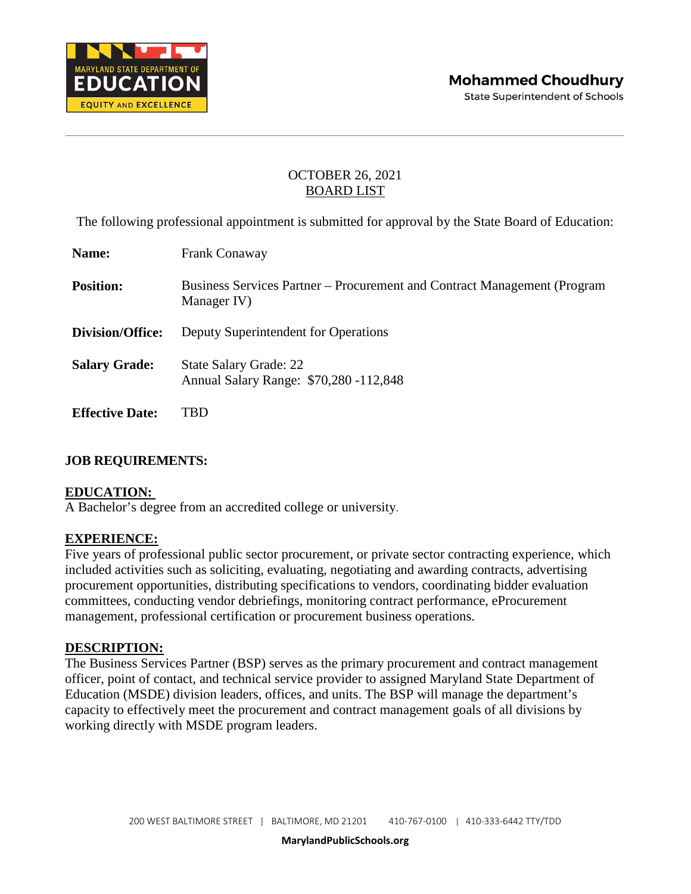OCTOBER 26, 2021
BOARD LIST

The following professional appointment is submitted for approval by the State Board of Education:

**Name:** Frank Conaway

**Position:** Business Services Partner – Procurement and Contract Management (Program Manager IV)

**Division/Office:** Deputy Superintendent for Operations

**Salary Grade:** State Salary Grade: 22
Annual Salary Range: $70,280 -112,848

**Effective Date:** TBD

## JOB REQUIREMENTS:

### EDUCATION:

A Bachelor's degree from an accredited college or university.

### EXPERIENCE:

Five years of professional public sector procurement, or private sector contracting experience, which included activities such as soliciting, evaluating, negotiating and awarding contracts, advertising procurement opportunities, distributing specifications to vendors, coordinating bidder evaluation committees, conducting vendor debriefings, monitoring contract performance, eProcurement management, professional certification or procurement business operations.

### DESCRIPTION:

The Business Services Partner (BSP) serves as the primary procurement and contract management officer, point of contact, and technical service provider to assigned Maryland State Department of Education (MSDE) division leaders, offices, and units. The BSP will manage the department's capacity to effectively meet the procurement and contract management goals of all divisions by working directly with MSDE program leaders.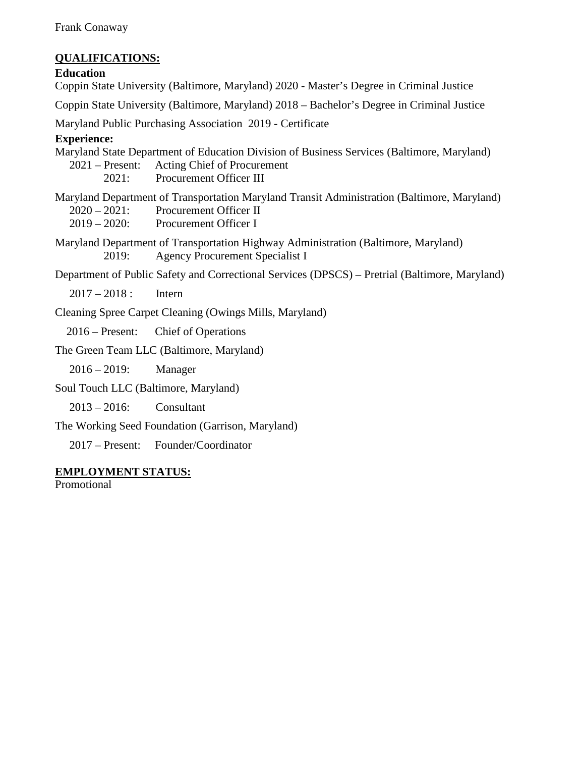Frank Conaway

**QUALIFICATIONS:**

**Education**

Coppin State University (Baltimore, Maryland) 2020 - Master's Degree in Criminal Justice

Coppin State University (Baltimore, Maryland) 2018 – Bachelor's Degree in Criminal Justice

Maryland Public Purchasing Association 2019 - Certificate

**Experience:**

Maryland State Department of Education Division of Business Services (Baltimore, Maryland)

2021 – Present: Acting Chief of Procurement
2021: Procurement Officer III

Maryland Department of Transportation Maryland Transit Administration (Baltimore, Maryland)

2020 – 2021: Procurement Officer II
2019 – 2020: Procurement Officer I

Maryland Department of Transportation Highway Administration (Baltimore, Maryland)

2019: Agency Procurement Specialist I

Department of Public Safety and Correctional Services (DPSCS) – Pretrial (Baltimore, Maryland)

2017 – 2018 : Intern

Cleaning Spree Carpet Cleaning (Owings Mills, Maryland)

2016 – Present: Chief of Operations

The Green Team LLC (Baltimore, Maryland)

2016 – 2019: Manager

Soul Touch LLC (Baltimore, Maryland)

2013 – 2016: Consultant

The Working Seed Foundation (Garrison, Maryland)

2017 – Present: Founder/Coordinator

**EMPLOYMENT STATUS:**

Promotional